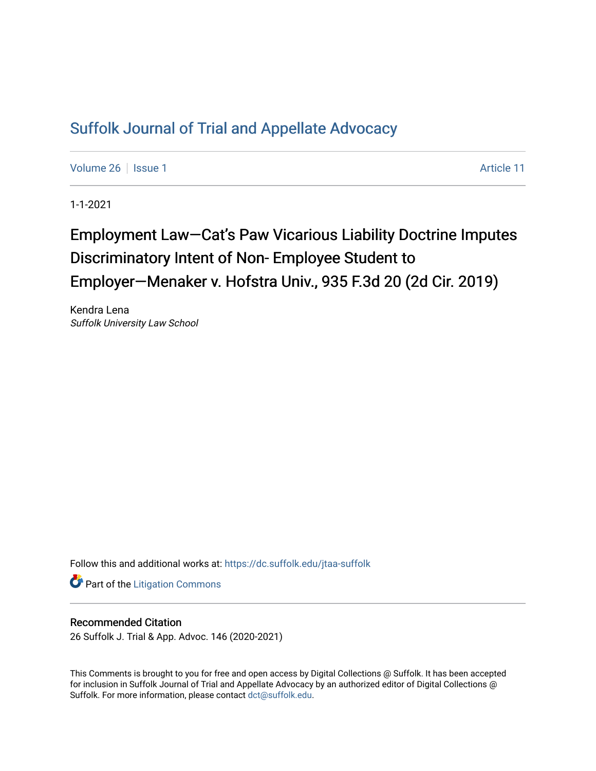# Suffolk Journal of Trial and Appellate Advocacy

Volume 26 | Issue 1 Article 11

1-1-2021

## Employment Law—Cat's Paw Vicarious Liability Doctrine Imputes Discriminatory Intent of Non- Employee Student to Employer—Menaker v. Hofstra Univ., 935 F.3d 20 (2d Cir. 2019)

Kendra Lena
*Suffolk University Law School*

Follow this and additional works at: https://dc.suffolk.edu/jtaa-suffolk

Part of the Litigation Commons

### Recommended Citation

26 Suffolk J. Trial & App. Advoc. 146 (2020-2021)

This Comments is brought to you for free and open access by Digital Collections @ Suffolk. It has been accepted for inclusion in Suffolk Journal of Trial and Appellate Advocacy by an authorized editor of Digital Collections @ Suffolk. For more information, please contact dct@suffolk.edu.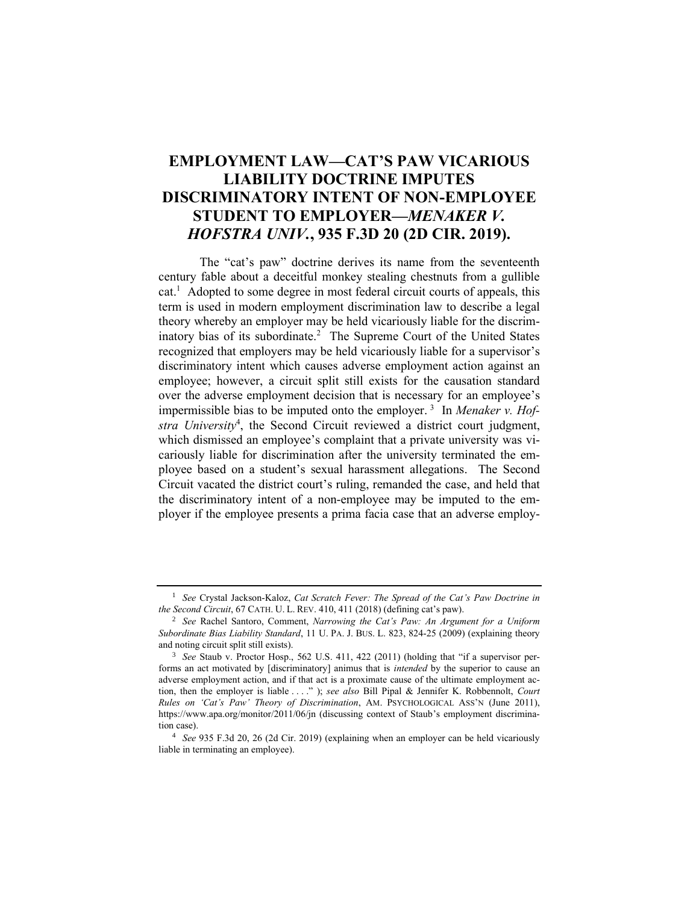# EMPLOYMENT LAW—CAT'S PAW VICARIOUS LIABILITY DOCTRINE IMPUTES DISCRIMINATORY INTENT OF NON-EMPLOYEE STUDENT TO EMPLOYER—*MENAKER V. HOFSTRA UNIV.*, 935 F.3D 20 (2D CIR. 2019).

The "cat's paw" doctrine derives its name from the seventeenth century fable about a deceitful monkey stealing chestnuts from a gullible cat.[1] Adopted to some degree in most federal circuit courts of appeals, this term is used in modern employment discrimination law to describe a legal theory whereby an employer may be held vicariously liable for the discriminatory bias of its subordinate.[2] The Supreme Court of the United States recognized that employers may be held vicariously liable for a supervisor's discriminatory intent which causes adverse employment action against an employee; however, a circuit split still exists for the causation standard over the adverse employment decision that is necessary for an employee's impermissible bias to be imputed onto the employer.[3] In *Menaker v. Hofstra University*[4], the Second Circuit reviewed a district court judgment, which dismissed an employee's complaint that a private university was vicariously liable for discrimination after the university terminated the employee based on a student's sexual harassment allegations. The Second Circuit vacated the district court's ruling, remanded the case, and held that the discriminatory intent of a non-employee may be imputed to the employer if the employee presents a prima facia case that an adverse employ-

---

[1] *See* Crystal Jackson-Kaloz, *Cat Scratch Fever: The Spread of the Cat's Paw Doctrine in the Second Circuit*, 67 CATH. U. L. REV. 410, 411 (2018) (defining cat's paw).

[2] *See* Rachel Santoro, Comment, *Narrowing the Cat's Paw: An Argument for a Uniform Subordinate Bias Liability Standard*, 11 U. PA. J. BUS. L. 823, 824-25 (2009) (explaining theory and noting circuit split still exists).

[3] *See* Staub v. Proctor Hosp., 562 U.S. 411, 422 (2011) (holding that "if a supervisor performs an act motivated by [discriminatory] animus that is *intended* by the superior to cause an adverse employment action, and if that act is a proximate cause of the ultimate employment action, then the employer is liable . . . ." ); *see also* Bill Pipal & Jennifer K. Robbennolt, *Court Rules on 'Cat's Paw' Theory of Discrimination*, AM. PSYCHOLOGICAL ASS'N (June 2011), https://www.apa.org/monitor/2011/06/jn (discussing context of Staub's employment discrimination case).

[4] *See* 935 F.3d 20, 26 (2d Cir. 2019) (explaining when an employer can be held vicariously liable in terminating an employee).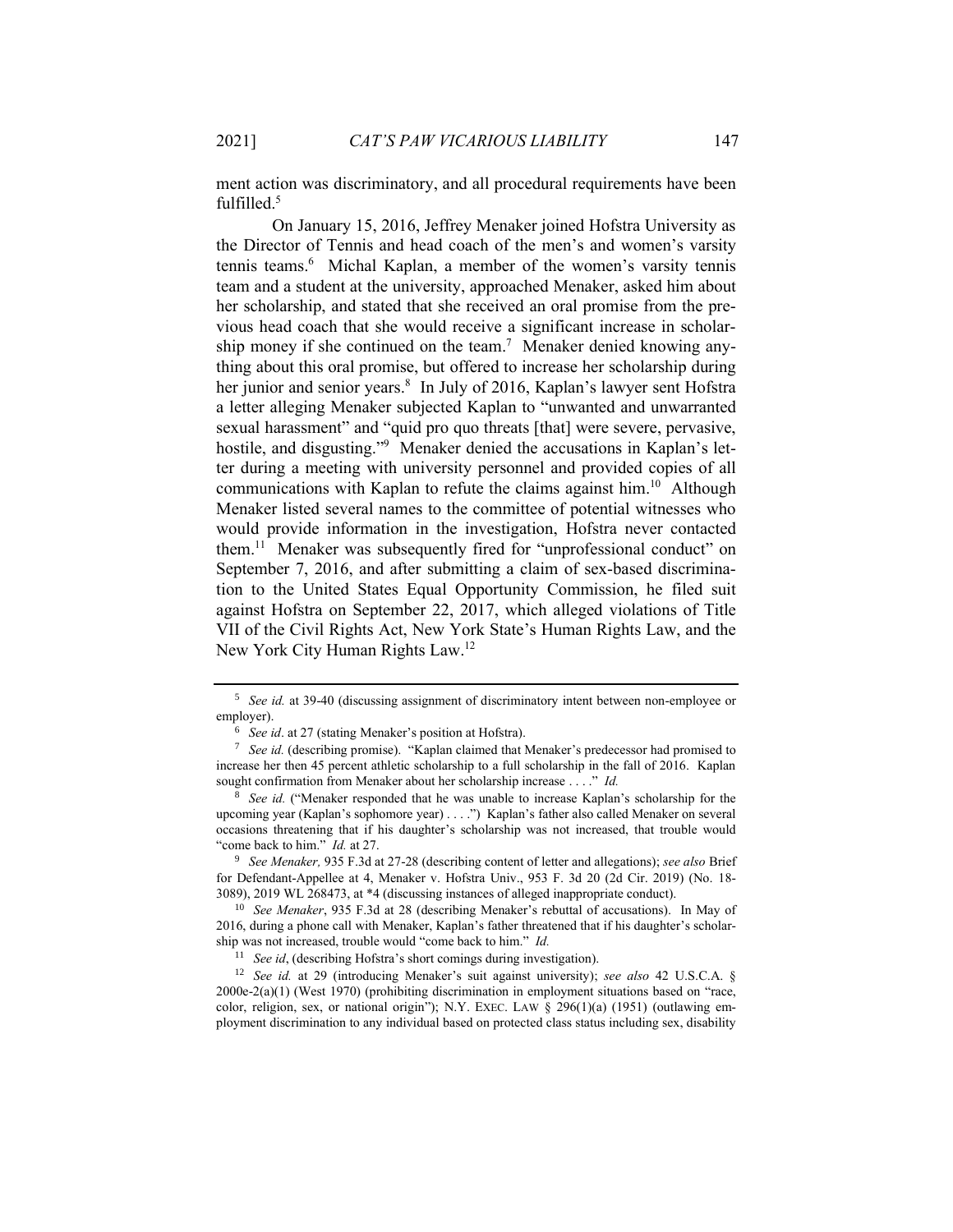ment action was discriminatory, and all procedural requirements have been fulfilled.[5]

On January 15, 2016, Jeffrey Menaker joined Hofstra University as the Director of Tennis and head coach of the men's and women's varsity tennis teams.[6] Michal Kaplan, a member of the women's varsity tennis team and a student at the university, approached Menaker, asked him about her scholarship, and stated that she received an oral promise from the previous head coach that she would receive a significant increase in scholarship money if she continued on the team.[7] Menaker denied knowing anything about this oral promise, but offered to increase her scholarship during her junior and senior years.[8] In July of 2016, Kaplan's lawyer sent Hofstra a letter alleging Menaker subjected Kaplan to "unwanted and unwarranted sexual harassment" and "quid pro quo threats [that] were severe, pervasive, hostile, and disgusting."[9] Menaker denied the accusations in Kaplan's letter during a meeting with university personnel and provided copies of all communications with Kaplan to refute the claims against him.[10] Although Menaker listed several names to the committee of potential witnesses who would provide information in the investigation, Hofstra never contacted them.[11] Menaker was subsequently fired for "unprofessional conduct" on September 7, 2016, and after submitting a claim of sex-based discrimination to the United States Equal Opportunity Commission, he filed suit against Hofstra on September 22, 2017, which alleged violations of Title VII of the Civil Rights Act, New York State's Human Rights Law, and the New York City Human Rights Law.[12]

---

[5] *See id.* at 39-40 (discussing assignment of discriminatory intent between non-employee or employer).

[6] *See id*. at 27 (stating Menaker's position at Hofstra).

[7] *See id.* (describing promise). "Kaplan claimed that Menaker's predecessor had promised to increase her then 45 percent athletic scholarship to a full scholarship in the fall of 2016. Kaplan sought confirmation from Menaker about her scholarship increase . . . ." *Id.*

[8] *See id.* ("Menaker responded that he was unable to increase Kaplan's scholarship for the upcoming year (Kaplan's sophomore year) . . . .") Kaplan's father also called Menaker on several occasions threatening that if his daughter's scholarship was not increased, that trouble would "come back to him." *Id.* at 27.

[9] *See Menaker,* 935 F.3d at 27-28 (describing content of letter and allegations); *see also* Brief for Defendant-Appellee at 4, Menaker v. Hofstra Univ., 953 F. 3d 20 (2d Cir. 2019) (No. 18-3089), 2019 WL 268473, at \*4 (discussing instances of alleged inappropriate conduct).

[10] *See Menaker*, 935 F.3d at 28 (describing Menaker's rebuttal of accusations). In May of 2016, during a phone call with Menaker, Kaplan's father threatened that if his daughter's scholarship was not increased, trouble would "come back to him." *Id.*

[11] *See id*, (describing Hofstra's short comings during investigation).

[12] *See id.* at 29 (introducing Menaker's suit against university); *see also* 42 U.S.C.A. § 2000e-2(a)(1) (West 1970) (prohibiting discrimination in employment situations based on "race, color, religion, sex, or national origin"); N.Y. EXEC. LAW § 296(1)(a) (1951) (outlawing employment discrimination to any individual based on protected class status including sex, disability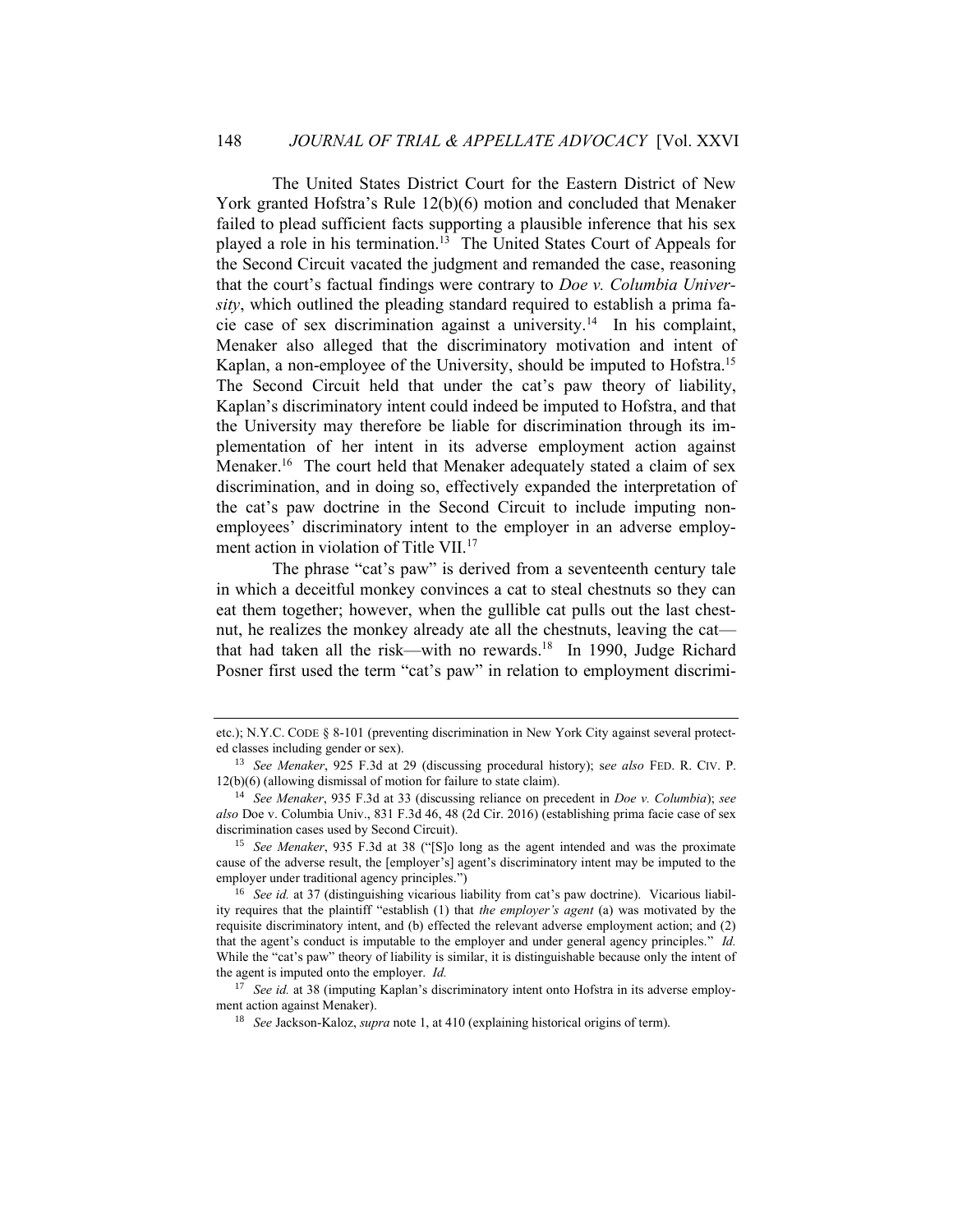The United States District Court for the Eastern District of New York granted Hofstra's Rule 12(b)(6) motion and concluded that Menaker failed to plead sufficient facts supporting a plausible inference that his sex played a role in his termination.[13] The United States Court of Appeals for the Second Circuit vacated the judgment and remanded the case, reasoning that the court's factual findings were contrary to *Doe v. Columbia University*, which outlined the pleading standard required to establish a prima facie case of sex discrimination against a university.[14] In his complaint, Menaker also alleged that the discriminatory motivation and intent of Kaplan, a non-employee of the University, should be imputed to Hofstra.[15] The Second Circuit held that under the cat's paw theory of liability, Kaplan's discriminatory intent could indeed be imputed to Hofstra, and that the University may therefore be liable for discrimination through its implementation of her intent in its adverse employment action against Menaker.[16] The court held that Menaker adequately stated a claim of sex discrimination, and in doing so, effectively expanded the interpretation of the cat's paw doctrine in the Second Circuit to include imputing non-employees' discriminatory intent to the employer in an adverse employment action in violation of Title VII.[17]

The phrase "cat's paw" is derived from a seventeenth century tale in which a deceitful monkey convinces a cat to steal chestnuts so they can eat them together; however, when the gullible cat pulls out the last chestnut, he realizes the monkey already ate all the chestnuts, leaving the cat—that had taken all the risk—with no rewards.[18] In 1990, Judge Richard Posner first used the term "cat's paw" in relation to employment discrimi-

---

etc.); N.Y.C. CODE § 8-101 (preventing discrimination in New York City against several protected classes including gender or sex).

[13] *See Menaker*, 925 F.3d at 29 (discussing procedural history); s*ee also* FED. R. CIV. P. 12(b)(6) (allowing dismissal of motion for failure to state claim).

[14] *See Menaker*, 935 F.3d at 33 (discussing reliance on precedent in *Doe v. Columbia*); *see also* Doe v. Columbia Univ., 831 F.3d 46, 48 (2d Cir. 2016) (establishing prima facie case of sex discrimination cases used by Second Circuit).

[15] *See Menaker*, 935 F.3d at 38 ("[S]o long as the agent intended and was the proximate cause of the adverse result, the [employer's] agent's discriminatory intent may be imputed to the employer under traditional agency principles.")

[16] *See id.* at 37 (distinguishing vicarious liability from cat's paw doctrine). Vicarious liability requires that the plaintiff "establish (1) that *the employer's agent* (a) was motivated by the requisite discriminatory intent, and (b) effected the relevant adverse employment action; and (2) that the agent's conduct is imputable to the employer and under general agency principles." *Id.* While the "cat's paw" theory of liability is similar, it is distinguishable because only the intent of the agent is imputed onto the employer. *Id.*

[17] *See id.* at 38 (imputing Kaplan's discriminatory intent onto Hofstra in its adverse employment action against Menaker).

[18] *See* Jackson-Kaloz, *supra* note 1, at 410 (explaining historical origins of term).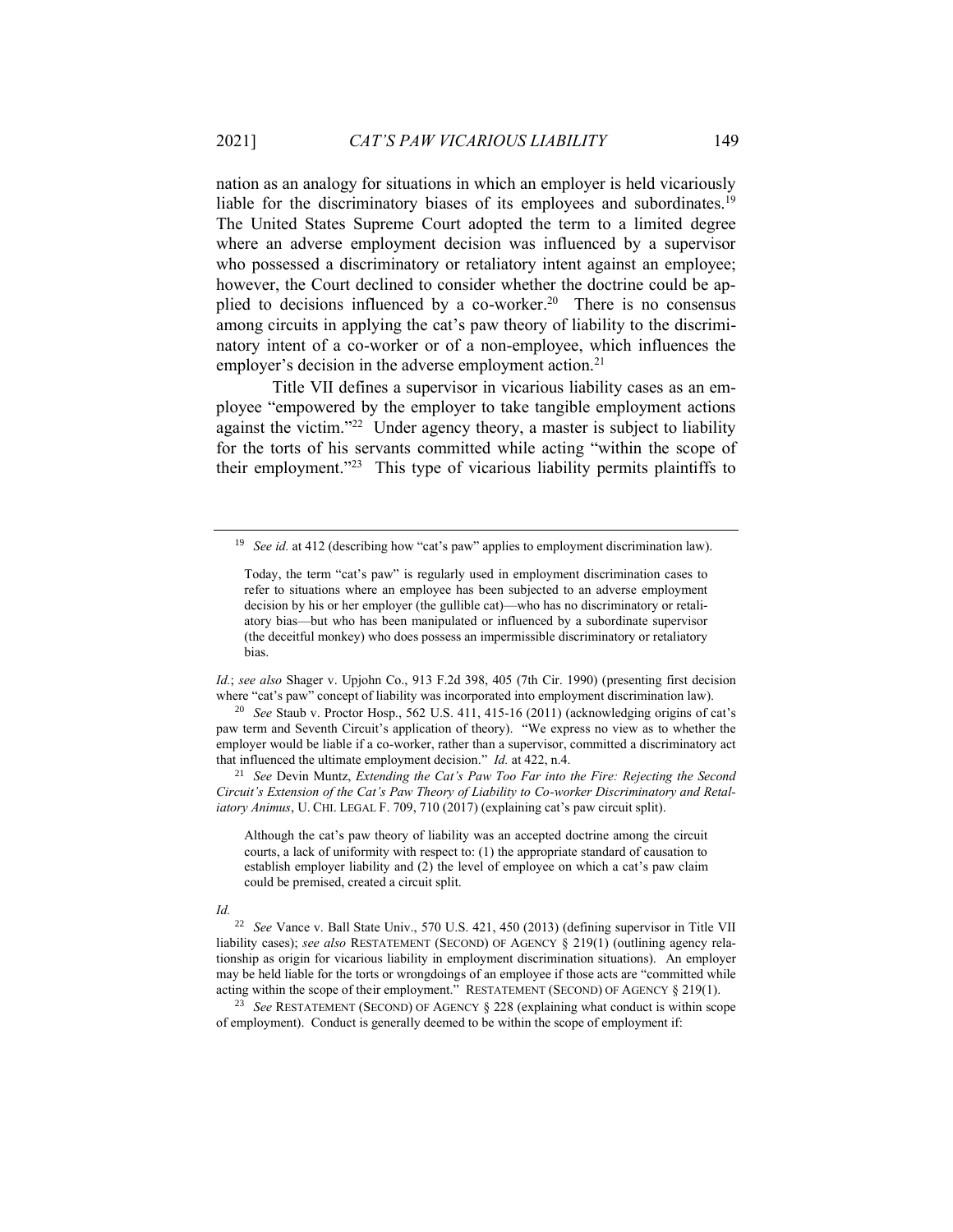nation as an analogy for situations in which an employer is held vicariously liable for the discriminatory biases of its employees and subordinates.[19] The United States Supreme Court adopted the term to a limited degree where an adverse employment decision was influenced by a supervisor who possessed a discriminatory or retaliatory intent against an employee; however, the Court declined to consider whether the doctrine could be applied to decisions influenced by a co-worker.[20] There is no consensus among circuits in applying the cat's paw theory of liability to the discriminatory intent of a co-worker or of a non-employee, which influences the employer's decision in the adverse employment action.[21]

Title VII defines a supervisor in vicarious liability cases as an employee "empowered by the employer to take tangible employment actions against the victim."[22] Under agency theory, a master is subject to liability for the torts of his servants committed while acting "within the scope of their employment."[23] This type of vicarious liability permits plaintiffs to

---

[19] *See id.* at 412 (describing how "cat's paw" applies to employment discrimination law).

> Today, the term "cat's paw" is regularly used in employment discrimination cases to refer to situations where an employee has been subjected to an adverse employment decision by his or her employer (the gullible cat)—who has no discriminatory or retaliatory bias—but who has been manipulated or influenced by a subordinate supervisor (the deceitful monkey) who does possess an impermissible discriminatory or retaliatory bias.

*Id.*; *see also* Shager v. Upjohn Co., 913 F.2d 398, 405 (7th Cir. 1990) (presenting first decision where "cat's paw" concept of liability was incorporated into employment discrimination law).

[20] *See* Staub v. Proctor Hosp., 562 U.S. 411, 415-16 (2011) (acknowledging origins of cat's paw term and Seventh Circuit's application of theory). "We express no view as to whether the employer would be liable if a co-worker, rather than a supervisor, committed a discriminatory act that influenced the ultimate employment decision." *Id.* at 422, n.4.

[21] *See* Devin Muntz, *Extending the Cat's Paw Too Far into the Fire: Rejecting the Second Circuit's Extension of the Cat's Paw Theory of Liability to Co-worker Discriminatory and Retaliatory Animus*, U. CHI. LEGAL F. 709, 710 (2017) (explaining cat's paw circuit split).

> Although the cat's paw theory of liability was an accepted doctrine among the circuit courts, a lack of uniformity with respect to: (1) the appropriate standard of causation to establish employer liability and (2) the level of employee on which a cat's paw claim could be premised, created a circuit split.

*Id.*

[22] *See* Vance v. Ball State Univ., 570 U.S. 421, 450 (2013) (defining supervisor in Title VII liability cases); *see also* RESTATEMENT (SECOND) OF AGENCY § 219(1) (outlining agency relationship as origin for vicarious liability in employment discrimination situations). An employer may be held liable for the torts or wrongdoings of an employee if those acts are "committed while acting within the scope of their employment." RESTATEMENT (SECOND) OF AGENCY § 219(1).

[23] *See* RESTATEMENT (SECOND) OF AGENCY § 228 (explaining what conduct is within scope of employment). Conduct is generally deemed to be within the scope of employment if: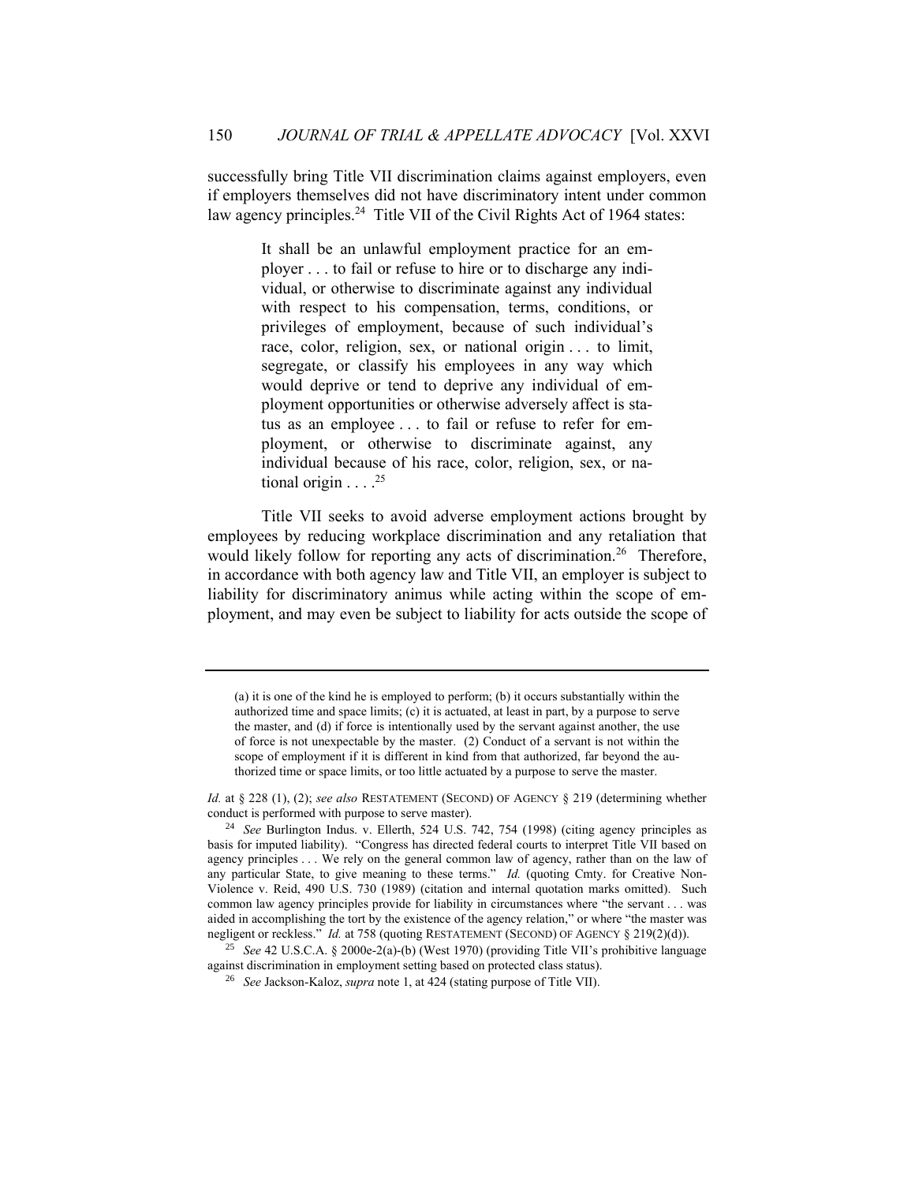successfully bring Title VII discrimination claims against employers, even if employers themselves did not have discriminatory intent under common law agency principles.[24] Title VII of the Civil Rights Act of 1964 states:

> It shall be an unlawful employment practice for an employer . . . to fail or refuse to hire or to discharge any individual, or otherwise to discriminate against any individual with respect to his compensation, terms, conditions, or privileges of employment, because of such individual's race, color, religion, sex, or national origin . . . to limit, segregate, or classify his employees in any way which would deprive or tend to deprive any individual of employment opportunities or otherwise adversely affect is status as an employee . . . to fail or refuse to refer for employment, or otherwise to discriminate against, any individual because of his race, color, religion, sex, or national origin . . . .[25]

Title VII seeks to avoid adverse employment actions brought by employees by reducing workplace discrimination and any retaliation that would likely follow for reporting any acts of discrimination.[26] Therefore, in accordance with both agency law and Title VII, an employer is subject to liability for discriminatory animus while acting within the scope of employment, and may even be subject to liability for acts outside the scope of

---

> (a) it is one of the kind he is employed to perform; (b) it occurs substantially within the authorized time and space limits; (c) it is actuated, at least in part, by a purpose to serve the master, and (d) if force is intentionally used by the servant against another, the use of force is not unexpectable by the master. (2) Conduct of a servant is not within the scope of employment if it is different in kind from that authorized, far beyond the authorized time or space limits, or too little actuated by a purpose to serve the master.

*Id.* at § 228 (1), (2); *see also* RESTATEMENT (SECOND) OF AGENCY § 219 (determining whether conduct is performed with purpose to serve master).

[24] *See* Burlington Indus. v. Ellerth, 524 U.S. 742, 754 (1998) (citing agency principles as basis for imputed liability). "Congress has directed federal courts to interpret Title VII based on agency principles . . . We rely on the general common law of agency, rather than on the law of any particular State, to give meaning to these terms." *Id.* (quoting Cmty. for Creative Non-Violence v. Reid, 490 U.S. 730 (1989) (citation and internal quotation marks omitted). Such common law agency principles provide for liability in circumstances where "the servant . . . was aided in accomplishing the tort by the existence of the agency relation," or where "the master was negligent or reckless." *Id.* at 758 (quoting RESTATEMENT (SECOND) OF AGENCY § 219(2)(d)).

[25] *See* 42 U.S.C.A. § 2000e-2(a)-(b) (West 1970) (providing Title VII's prohibitive language against discrimination in employment setting based on protected class status).

[26] *See* Jackson-Kaloz, *supra* note 1, at 424 (stating purpose of Title VII).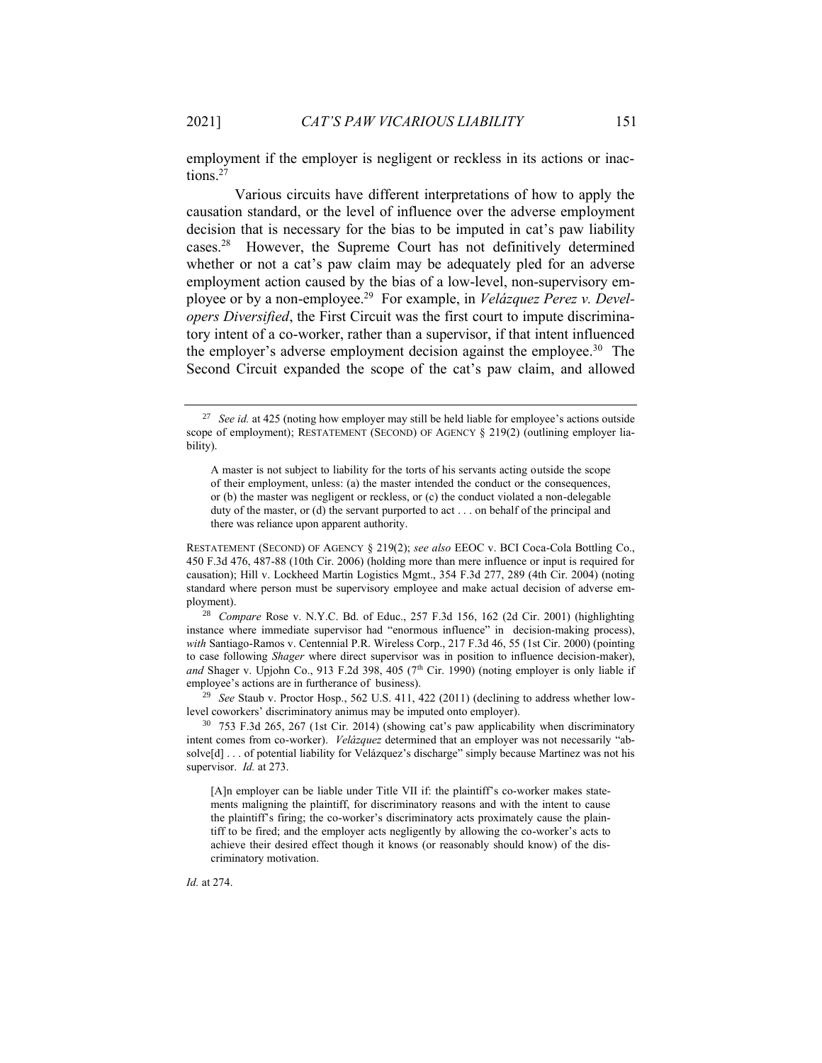employment if the employer is negligent or reckless in its actions or inactions.[27]

Various circuits have different interpretations of how to apply the causation standard, or the level of influence over the adverse employment decision that is necessary for the bias to be imputed in cat's paw liability cases.[28] However, the Supreme Court has not definitively determined whether or not a cat's paw claim may be adequately pled for an adverse employment action caused by the bias of a low-level, non-supervisory employee or by a non-employee.[29] For example, in *Velázquez Perez v. Developers Diversified*, the First Circuit was the first court to impute discriminatory intent of a co-worker, rather than a supervisor, if that intent influenced the employer's adverse employment decision against the employee.[30] The Second Circuit expanded the scope of the cat's paw claim, and allowed

---

[27] *See id.* at 425 (noting how employer may still be held liable for employee's actions outside scope of employment); RESTATEMENT (SECOND) OF AGENCY § 219(2) (outlining employer liability).

> A master is not subject to liability for the torts of his servants acting outside the scope of their employment, unless: (a) the master intended the conduct or the consequences, or (b) the master was negligent or reckless, or (c) the conduct violated a non-delegable duty of the master, or (d) the servant purported to act . . . on behalf of the principal and there was reliance upon apparent authority.

RESTATEMENT (SECOND) OF AGENCY § 219(2); *see also* EEOC v. BCI Coca-Cola Bottling Co., 450 F.3d 476, 487-88 (10th Cir. 2006) (holding more than mere influence or input is required for causation); Hill v. Lockheed Martin Logistics Mgmt., 354 F.3d 277, 289 (4th Cir. 2004) (noting standard where person must be supervisory employee and make actual decision of adverse employment).

[28] *Compare* Rose v. N.Y.C. Bd. of Educ., 257 F.3d 156, 162 (2d Cir. 2001) (highlighting instance where immediate supervisor had "enormous influence" in decision-making process), *with* Santiago-Ramos v. Centennial P.R. Wireless Corp., 217 F.3d 46, 55 (1st Cir. 2000) (pointing to case following *Shager* where direct supervisor was in position to influence decision-maker), *and* Shager v. Upjohn Co., 913 F.2d 398, 405 (7th Cir. 1990) (noting employer is only liable if employee's actions are in furtherance of business).

[29] *See* Staub v. Proctor Hosp., 562 U.S. 411, 422 (2011) (declining to address whether low-level coworkers' discriminatory animus may be imputed onto employer).

[30] 753 F.3d 265, 267 (1st Cir. 2014) (showing cat's paw applicability when discriminatory intent comes from co-worker). *Velázquez* determined that an employer was not necessarily "absolve[d] . . . of potential liability for Velázquez's discharge" simply because Martinez was not his supervisor. *Id.* at 273.

> [A]n employer can be liable under Title VII if: the plaintiff's co-worker makes statements maligning the plaintiff, for discriminatory reasons and with the intent to cause the plaintiff's firing; the co-worker's discriminatory acts proximately cause the plaintiff to be fired; and the employer acts negligently by allowing the co-worker's acts to achieve their desired effect though it knows (or reasonably should know) of the discriminatory motivation.

*Id.* at 274.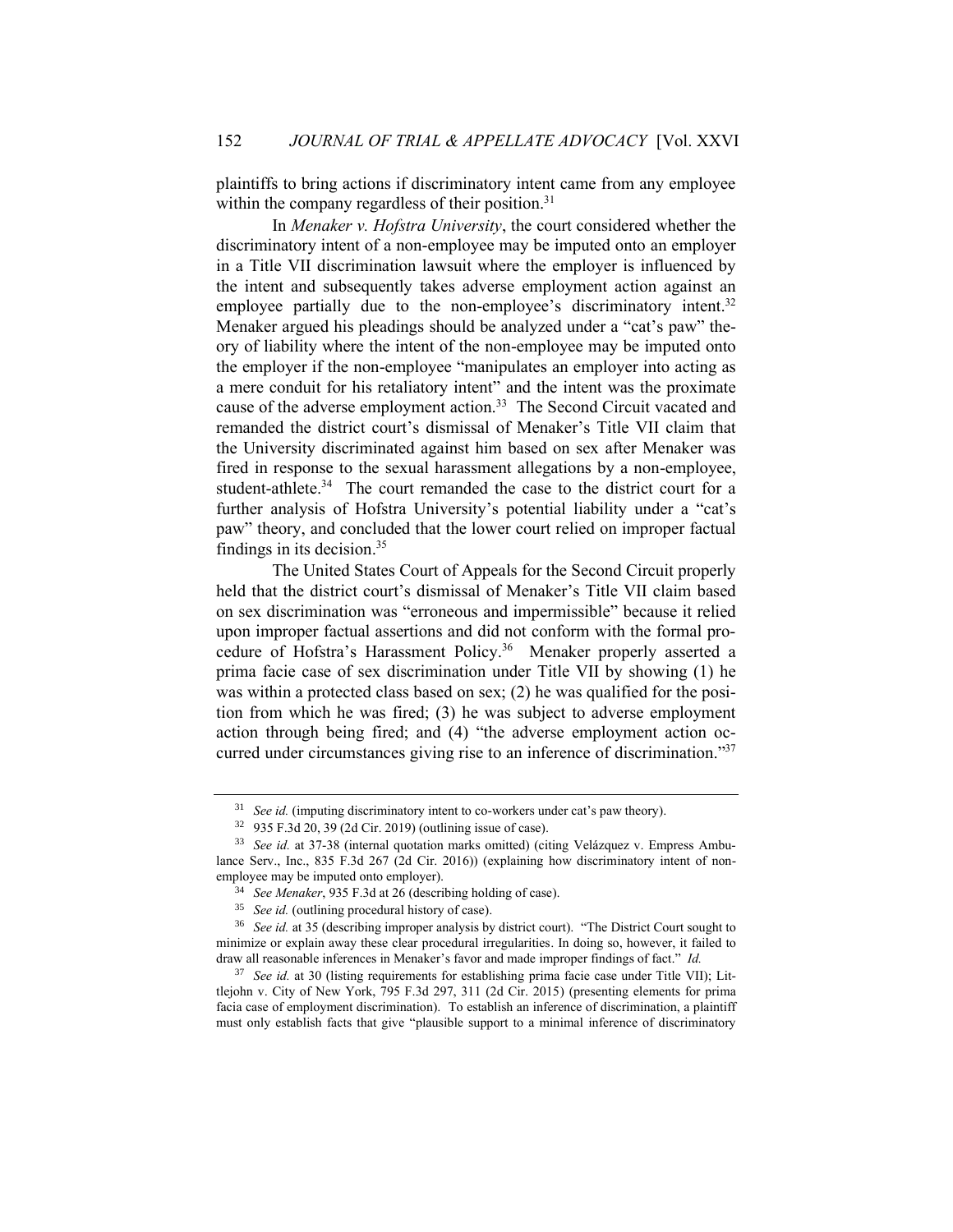plaintiffs to bring actions if discriminatory intent came from any employee within the company regardless of their position.[31]

In *Menaker v. Hofstra University*, the court considered whether the discriminatory intent of a non-employee may be imputed onto an employer in a Title VII discrimination lawsuit where the employer is influenced by the intent and subsequently takes adverse employment action against an employee partially due to the non-employee's discriminatory intent.[32] Menaker argued his pleadings should be analyzed under a "cat's paw" theory of liability where the intent of the non-employee may be imputed onto the employer if the non-employee "manipulates an employer into acting as a mere conduit for his retaliatory intent" and the intent was the proximate cause of the adverse employment action.[33] The Second Circuit vacated and remanded the district court's dismissal of Menaker's Title VII claim that the University discriminated against him based on sex after Menaker was fired in response to the sexual harassment allegations by a non-employee, student-athlete.[34] The court remanded the case to the district court for a further analysis of Hofstra University's potential liability under a "cat's paw" theory, and concluded that the lower court relied on improper factual findings in its decision.[35]

The United States Court of Appeals for the Second Circuit properly held that the district court's dismissal of Menaker's Title VII claim based on sex discrimination was "erroneous and impermissible" because it relied upon improper factual assertions and did not conform with the formal procedure of Hofstra's Harassment Policy.[36] Menaker properly asserted a prima facie case of sex discrimination under Title VII by showing (1) he was within a protected class based on sex; (2) he was qualified for the position from which he was fired; (3) he was subject to adverse employment action through being fired; and (4) "the adverse employment action occurred under circumstances giving rise to an inference of discrimination."[37]

---

[31] *See id.* (imputing discriminatory intent to co-workers under cat's paw theory).

[32] 935 F.3d 20, 39 (2d Cir. 2019) (outlining issue of case).

[33] *See id.* at 37-38 (internal quotation marks omitted) (citing Velázquez v. Empress Ambulance Serv., Inc., 835 F.3d 267 (2d Cir. 2016)) (explaining how discriminatory intent of non-employee may be imputed onto employer).

[34] *See Menaker*, 935 F.3d at 26 (describing holding of case).

[35] *See id.* (outlining procedural history of case).

[36] *See id.* at 35 (describing improper analysis by district court). "The District Court sought to minimize or explain away these clear procedural irregularities. In doing so, however, it failed to draw all reasonable inferences in Menaker's favor and made improper findings of fact." *Id.*

[37] *See id.* at 30 (listing requirements for establishing prima facie case under Title VII); Littlejohn v. City of New York, 795 F.3d 297, 311 (2d Cir. 2015) (presenting elements for prima facia case of employment discrimination). To establish an inference of discrimination, a plaintiff must only establish facts that give "plausible support to a minimal inference of discriminatory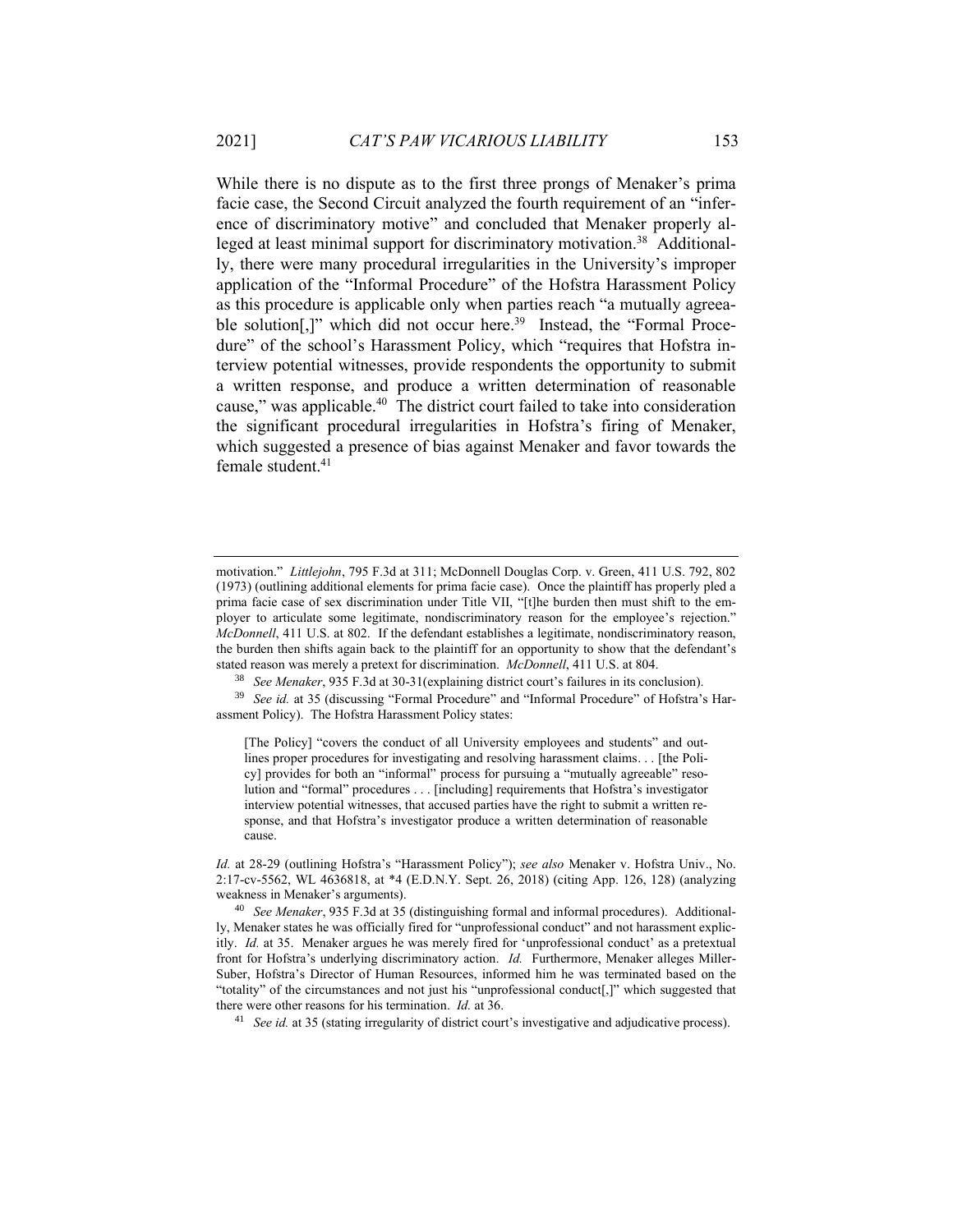While there is no dispute as to the first three prongs of Menaker's prima facie case, the Second Circuit analyzed the fourth requirement of an "inference of discriminatory motive" and concluded that Menaker properly alleged at least minimal support for discriminatory motivation.[38] Additionally, there were many procedural irregularities in the University's improper application of the "Informal Procedure" of the Hofstra Harassment Policy as this procedure is applicable only when parties reach "a mutually agreeable solution[,]" which did not occur here.[39] Instead, the "Formal Procedure" of the school's Harassment Policy, which "requires that Hofstra interview potential witnesses, provide respondents the opportunity to submit a written response, and produce a written determination of reasonable cause," was applicable.[40] The district court failed to take into consideration the significant procedural irregularities in Hofstra's firing of Menaker, which suggested a presence of bias against Menaker and favor towards the female student.[41]

---

motivation." *Littlejohn*, 795 F.3d at 311; McDonnell Douglas Corp. v. Green, 411 U.S. 792, 802 (1973) (outlining additional elements for prima facie case). Once the plaintiff has properly pled a prima facie case of sex discrimination under Title VII, "[t]he burden then must shift to the employer to articulate some legitimate, nondiscriminatory reason for the employee's rejection." *McDonnell*, 411 U.S. at 802. If the defendant establishes a legitimate, nondiscriminatory reason, the burden then shifts again back to the plaintiff for an opportunity to show that the defendant's stated reason was merely a pretext for discrimination. *McDonnell*, 411 U.S. at 804.

[38] *See Menaker*, 935 F.3d at 30-31(explaining district court's failures in its conclusion).

[39] *See id.* at 35 (discussing "Formal Procedure" and "Informal Procedure" of Hofstra's Harassment Policy). The Hofstra Harassment Policy states:

> [The Policy] "covers the conduct of all University employees and students" and outlines proper procedures for investigating and resolving harassment claims. . . [the Policy] provides for both an "informal" process for pursuing a "mutually agreeable" resolution and "formal" procedures . . . [including] requirements that Hofstra's investigator interview potential witnesses, that accused parties have the right to submit a written response, and that Hofstra's investigator produce a written determination of reasonable cause.

*Id.* at 28-29 (outlining Hofstra's "Harassment Policy"); *see also* Menaker v. Hofstra Univ., No. 2:17-cv-5562, WL 4636818, at \*4 (E.D.N.Y. Sept. 26, 2018) (citing App. 126, 128) (analyzing weakness in Menaker's arguments).

[40] *See Menaker*, 935 F.3d at 35 (distinguishing formal and informal procedures). Additionally, Menaker states he was officially fired for "unprofessional conduct" and not harassment explicitly. *Id.* at 35. Menaker argues he was merely fired for 'unprofessional conduct' as a pretextual front for Hofstra's underlying discriminatory action. *Id.* Furthermore, Menaker alleges Miller-Suber, Hofstra's Director of Human Resources, informed him he was terminated based on the "totality" of the circumstances and not just his "unprofessional conduct[,]" which suggested that there were other reasons for his termination. *Id.* at 36.

[41] *See id.* at 35 (stating irregularity of district court's investigative and adjudicative process).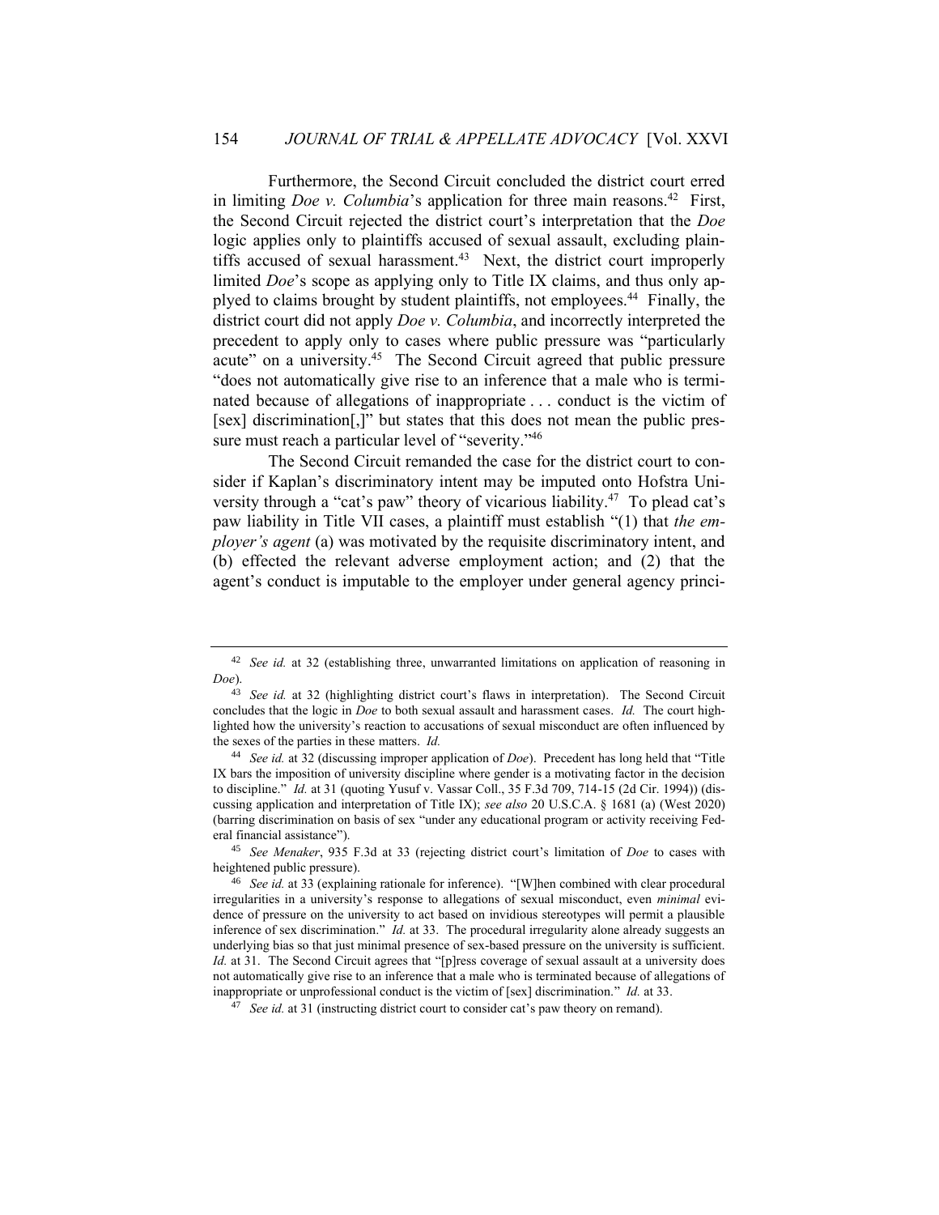Furthermore, the Second Circuit concluded the district court erred in limiting *Doe v. Columbia*'s application for three main reasons.[42] First, the Second Circuit rejected the district court's interpretation that the *Doe* logic applies only to plaintiffs accused of sexual assault, excluding plaintiffs accused of sexual harassment.[43] Next, the district court improperly limited *Doe*'s scope as applying only to Title IX claims, and thus only applyed to claims brought by student plaintiffs, not employees.[44] Finally, the district court did not apply *Doe v. Columbia*, and incorrectly interpreted the precedent to apply only to cases where public pressure was "particularly acute" on a university.[45] The Second Circuit agreed that public pressure "does not automatically give rise to an inference that a male who is terminated because of allegations of inappropriate . . . conduct is the victim of [sex] discrimination[,]" but states that this does not mean the public pressure must reach a particular level of "severity."[46]

The Second Circuit remanded the case for the district court to consider if Kaplan's discriminatory intent may be imputed onto Hofstra University through a "cat's paw" theory of vicarious liability.[47] To plead cat's paw liability in Title VII cases, a plaintiff must establish "(1) that *the employer's agent* (a) was motivated by the requisite discriminatory intent, and (b) effected the relevant adverse employment action; and (2) that the agent's conduct is imputable to the employer under general agency princi-

---

[42] *See id.* at 32 (establishing three, unwarranted limitations on application of reasoning in *Doe*).

[43] *See id.* at 32 (highlighting district court's flaws in interpretation). The Second Circuit concludes that the logic in *Doe* to both sexual assault and harassment cases. *Id.* The court highlighted how the university's reaction to accusations of sexual misconduct are often influenced by the sexes of the parties in these matters. *Id.*

[44] *See id.* at 32 (discussing improper application of *Doe*). Precedent has long held that "Title IX bars the imposition of university discipline where gender is a motivating factor in the decision to discipline." *Id.* at 31 (quoting Yusuf v. Vassar Coll., 35 F.3d 709, 714-15 (2d Cir. 1994)) (discussing application and interpretation of Title IX); *see also* 20 U.S.C.A. § 1681 (a) (West 2020) (barring discrimination on basis of sex "under any educational program or activity receiving Federal financial assistance").

[45] *See Menaker*, 935 F.3d at 33 (rejecting district court's limitation of *Doe* to cases with heightened public pressure).

[46] *See id.* at 33 (explaining rationale for inference). "[W]hen combined with clear procedural irregularities in a university's response to allegations of sexual misconduct, even *minimal* evidence of pressure on the university to act based on invidious stereotypes will permit a plausible inference of sex discrimination." *Id.* at 33. The procedural irregularity alone already suggests an underlying bias so that just minimal presence of sex-based pressure on the university is sufficient. *Id.* at 31. The Second Circuit agrees that "[p]ress coverage of sexual assault at a university does not automatically give rise to an inference that a male who is terminated because of allegations of inappropriate or unprofessional conduct is the victim of [sex] discrimination." *Id.* at 33.

[47] *See id.* at 31 (instructing district court to consider cat's paw theory on remand).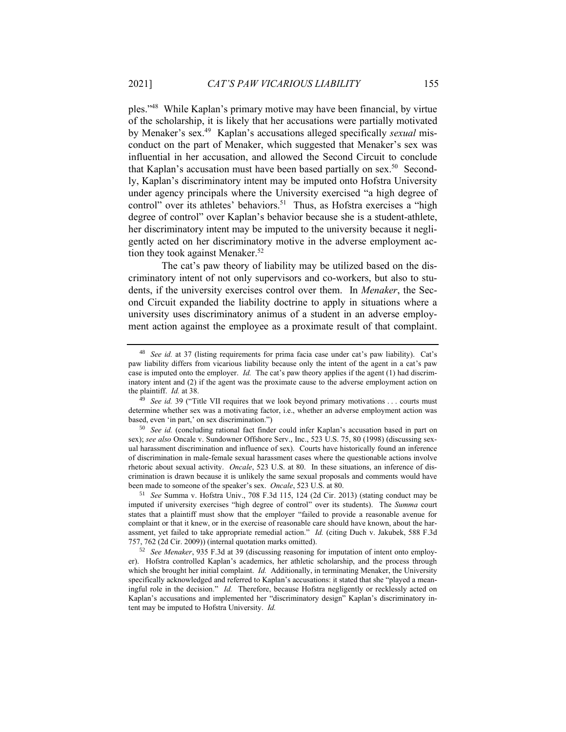ples."[48] While Kaplan's primary motive may have been financial, by virtue of the scholarship, it is likely that her accusations were partially motivated by Menaker's sex.[49] Kaplan's accusations alleged specifically *sexual* misconduct on the part of Menaker, which suggested that Menaker's sex was influential in her accusation, and allowed the Second Circuit to conclude that Kaplan's accusation must have been based partially on sex.[50] Secondly, Kaplan's discriminatory intent may be imputed onto Hofstra University under agency principals where the University exercised "a high degree of control" over its athletes' behaviors.[51] Thus, as Hofstra exercises a "high degree of control" over Kaplan's behavior because she is a student-athlete, her discriminatory intent may be imputed to the university because it negligently acted on her discriminatory motive in the adverse employment action they took against Menaker.[52]

The cat's paw theory of liability may be utilized based on the discriminatory intent of not only supervisors and co-workers, but also to students, if the university exercises control over them. In *Menaker*, the Second Circuit expanded the liability doctrine to apply in situations where a university uses discriminatory animus of a student in an adverse employment action against the employee as a proximate result of that complaint.

---

[48] *See id.* at 37 (listing requirements for prima facia case under cat's paw liability). Cat's paw liability differs from vicarious liability because only the intent of the agent in a cat's paw case is imputed onto the employer. *Id.* The cat's paw theory applies if the agent (1) had discriminatory intent and (2) if the agent was the proximate cause to the adverse employment action on the plaintiff. *Id.* at 38.

[49] *See id.* 39 ("Title VII requires that we look beyond primary motivations . . . courts must determine whether sex was a motivating factor, i.e., whether an adverse employment action was based, even 'in part,' on sex discrimination.")

[50] *See id.* (concluding rational fact finder could infer Kaplan's accusation based in part on sex); *see also* Oncale v. Sundowner Offshore Serv., Inc., 523 U.S. 75, 80 (1998) (discussing sexual harassment discrimination and influence of sex). Courts have historically found an inference of discrimination in male-female sexual harassment cases where the questionable actions involve rhetoric about sexual activity. *Oncale*, 523 U.S. at 80. In these situations, an inference of discrimination is drawn because it is unlikely the same sexual proposals and comments would have been made to someone of the speaker's sex. *Oncale*, 523 U.S. at 80.

[51] *See* Summa v. Hofstra Univ., 708 F.3d 115, 124 (2d Cir. 2013) (stating conduct may be imputed if university exercises "high degree of control" over its students). The *Summa* court states that a plaintiff must show that the employer "failed to provide a reasonable avenue for complaint or that it knew, or in the exercise of reasonable care should have known, about the harassment, yet failed to take appropriate remedial action." *Id.* (citing Duch v. Jakubek, 588 F.3d 757, 762 (2d Cir. 2009)) (internal quotation marks omitted).

[52] *See Menaker*, 935 F.3d at 39 (discussing reasoning for imputation of intent onto employer). Hofstra controlled Kaplan's academics, her athletic scholarship, and the process through which she brought her initial complaint. *Id.* Additionally, in terminating Menaker, the University specifically acknowledged and referred to Kaplan's accusations: it stated that she "played a meaningful role in the decision." *Id.* Therefore, because Hofstra negligently or recklessly acted on Kaplan's accusations and implemented her "discriminatory design" Kaplan's discriminatory intent may be imputed to Hofstra University. *Id.*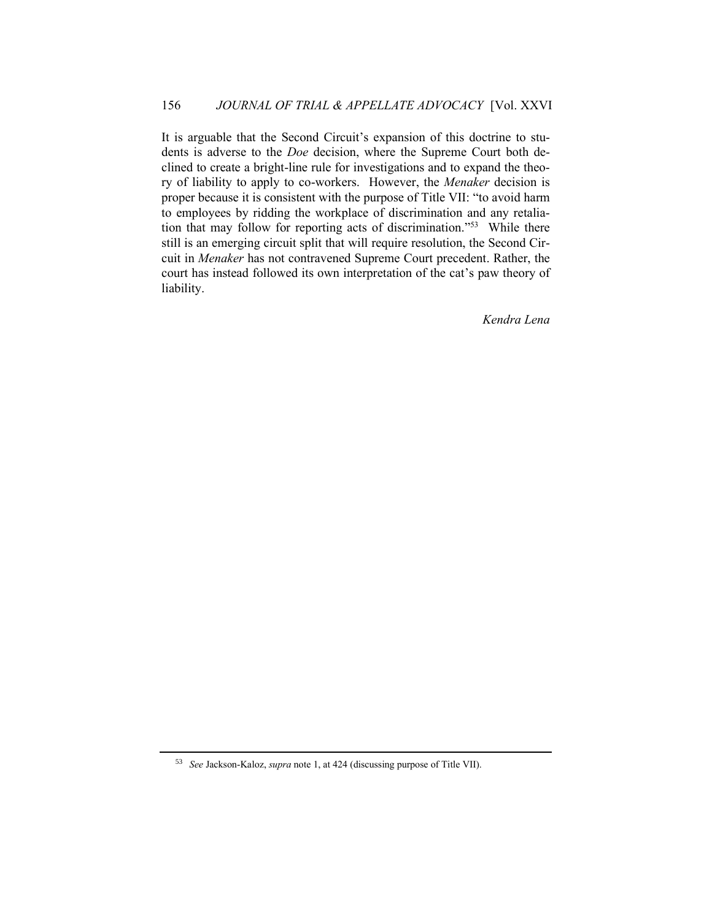It is arguable that the Second Circuit's expansion of this doctrine to students is adverse to the *Doe* decision, where the Supreme Court both declined to create a bright-line rule for investigations and to expand the theory of liability to apply to co-workers. However, the *Menaker* decision is proper because it is consistent with the purpose of Title VII: "to avoid harm to employees by ridding the workplace of discrimination and any retaliation that may follow for reporting acts of discrimination."[53] While there still is an emerging circuit split that will require resolution, the Second Circuit in *Menaker* has not contravened Supreme Court precedent. Rather, the court has instead followed its own interpretation of the cat's paw theory of liability.

*Kendra Lena*

---

[53] *See* Jackson-Kaloz, *supra* note 1, at 424 (discussing purpose of Title VII).